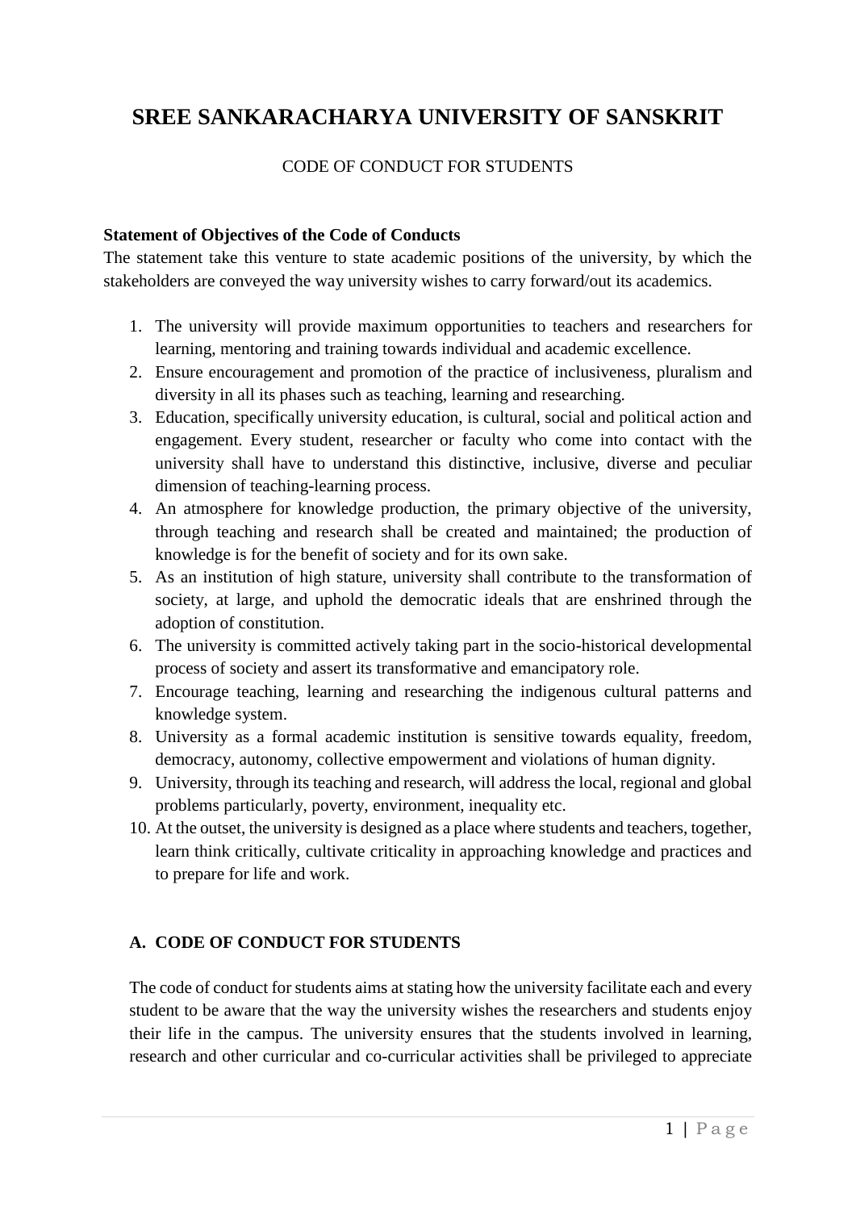# SREE SANKARACHARYA UNIVERSITY OF SANSKRIT

CODE OF CONDUCT FOR STUDENTS

**Statement of Objectives of the Code of Conducts**

The statement take this venture to state academic positions of the university, by which the stakeholders are conveyed the way university wishes to carry forward/out its academics.

1. The university will provide maximum opportunities to teachers and researchers for learning, mentoring and training towards individual and academic excellence.
2. Ensure encouragement and promotion of the practice of inclusiveness, pluralism and diversity in all its phases such as teaching, learning and researching.
3. Education, specifically university education, is cultural, social and political action and engagement. Every student, researcher or faculty who come into contact with the university shall have to understand this distinctive, inclusive, diverse and peculiar dimension of teaching-learning process.
4. An atmosphere for knowledge production, the primary objective of the university, through teaching and research shall be created and maintained; the production of knowledge is for the benefit of society and for its own sake.
5. As an institution of high stature, university shall contribute to the transformation of society, at large, and uphold the democratic ideals that are enshrined through the adoption of constitution.
6. The university is committed actively taking part in the socio-historical developmental process of society and assert its transformative and emancipatory role.
7. Encourage teaching, learning and researching the indigenous cultural patterns and knowledge system.
8. University as a formal academic institution is sensitive towards equality, freedom, democracy, autonomy, collective empowerment and violations of human dignity.
9. University, through its teaching and research, will address the local, regional and global problems particularly, poverty, environment, inequality etc.
10. At the outset, the university is designed as a place where students and teachers, together, learn think critically, cultivate criticality in approaching knowledge and practices and to prepare for life and work.

## A. CODE OF CONDUCT FOR STUDENTS

The code of conduct for students aims at stating how the university facilitate each and every student to be aware that the way the university wishes the researchers and students enjoy their life in the campus. The university ensures that the students involved in learning, research and other curricular and co-curricular activities shall be privileged to appreciate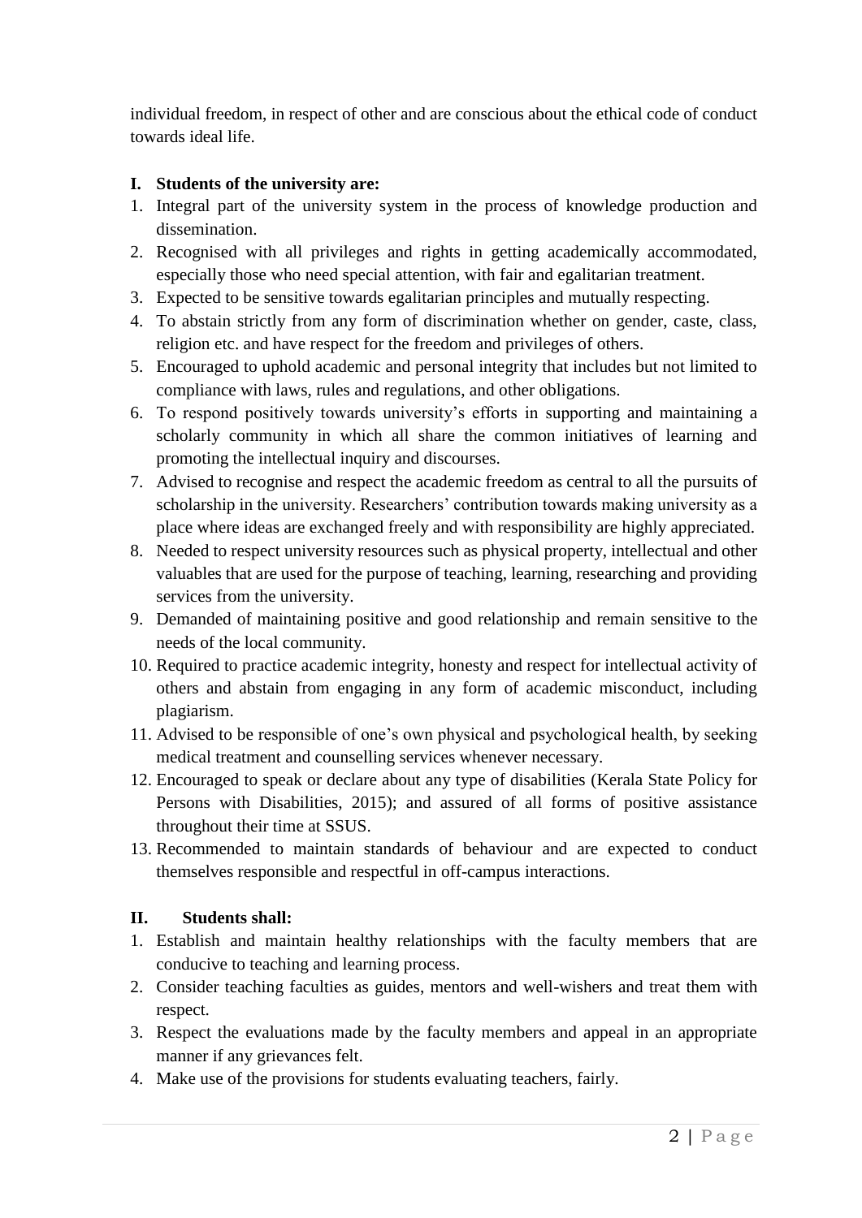individual freedom, in respect of other and are conscious about the ethical code of conduct towards ideal life.

**I. Students of the university are:**

1. Integral part of the university system in the process of knowledge production and dissemination.
2. Recognised with all privileges and rights in getting academically accommodated, especially those who need special attention, with fair and egalitarian treatment.
3. Expected to be sensitive towards egalitarian principles and mutually respecting.
4. To abstain strictly from any form of discrimination whether on gender, caste, class, religion etc. and have respect for the freedom and privileges of others.
5. Encouraged to uphold academic and personal integrity that includes but not limited to compliance with laws, rules and regulations, and other obligations.
6. To respond positively towards university's efforts in supporting and maintaining a scholarly community in which all share the common initiatives of learning and promoting the intellectual inquiry and discourses.
7. Advised to recognise and respect the academic freedom as central to all the pursuits of scholarship in the university. Researchers' contribution towards making university as a place where ideas are exchanged freely and with responsibility are highly appreciated.
8. Needed to respect university resources such as physical property, intellectual and other valuables that are used for the purpose of teaching, learning, researching and providing services from the university.
9. Demanded of maintaining positive and good relationship and remain sensitive to the needs of the local community.
10. Required to practice academic integrity, honesty and respect for intellectual activity of others and abstain from engaging in any form of academic misconduct, including plagiarism.
11. Advised to be responsible of one's own physical and psychological health, by seeking medical treatment and counselling services whenever necessary.
12. Encouraged to speak or declare about any type of disabilities (Kerala State Policy for Persons with Disabilities, 2015); and assured of all forms of positive assistance throughout their time at SSUS.
13. Recommended to maintain standards of behaviour and are expected to conduct themselves responsible and respectful in off-campus interactions.

**II. Students shall:**

1. Establish and maintain healthy relationships with the faculty members that are conducive to teaching and learning process.
2. Consider teaching faculties as guides, mentors and well-wishers and treat them with respect.
3. Respect the evaluations made by the faculty members and appeal in an appropriate manner if any grievances felt.
4. Make use of the provisions for students evaluating teachers, fairly.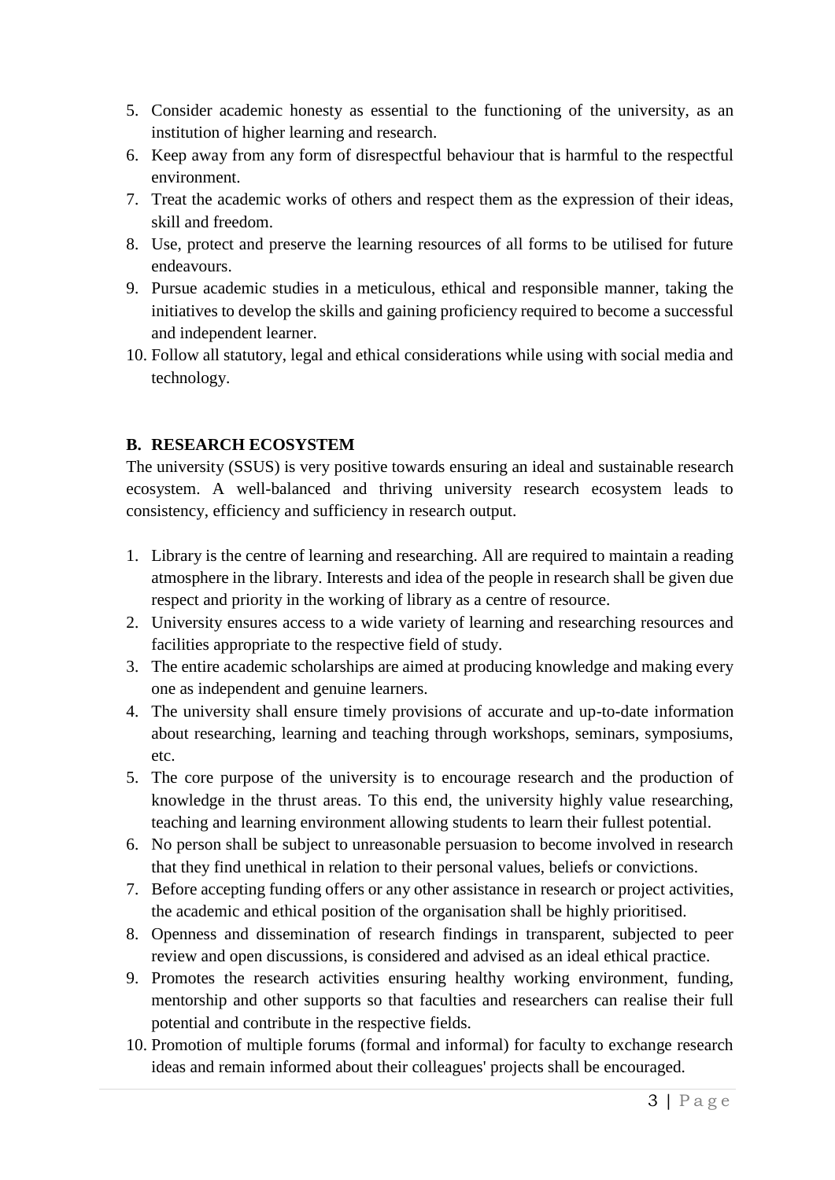5. Consider academic honesty as essential to the functioning of the university, as an institution of higher learning and research.
6. Keep away from any form of disrespectful behaviour that is harmful to the respectful environment.
7. Treat the academic works of others and respect them as the expression of their ideas, skill and freedom.
8. Use, protect and preserve the learning resources of all forms to be utilised for future endeavours.
9. Pursue academic studies in a meticulous, ethical and responsible manner, taking the initiatives to develop the skills and gaining proficiency required to become a successful and independent learner.
10. Follow all statutory, legal and ethical considerations while using with social media and technology.

## B. RESEARCH ECOSYSTEM

The university (SSUS) is very positive towards ensuring an ideal and sustainable research ecosystem. A well-balanced and thriving university research ecosystem leads to consistency, efficiency and sufficiency in research output.

1. Library is the centre of learning and researching. All are required to maintain a reading atmosphere in the library. Interests and idea of the people in research shall be given due respect and priority in the working of library as a centre of resource.
2. University ensures access to a wide variety of learning and researching resources and facilities appropriate to the respective field of study.
3. The entire academic scholarships are aimed at producing knowledge and making every one as independent and genuine learners.
4. The university shall ensure timely provisions of accurate and up-to-date information about researching, learning and teaching through workshops, seminars, symposiums, etc.
5. The core purpose of the university is to encourage research and the production of knowledge in the thrust areas. To this end, the university highly value researching, teaching and learning environment allowing students to learn their fullest potential.
6. No person shall be subject to unreasonable persuasion to become involved in research that they find unethical in relation to their personal values, beliefs or convictions.
7. Before accepting funding offers or any other assistance in research or project activities, the academic and ethical position of the organisation shall be highly prioritised.
8. Openness and dissemination of research findings in transparent, subjected to peer review and open discussions, is considered and advised as an ideal ethical practice.
9. Promotes the research activities ensuring healthy working environment, funding, mentorship and other supports so that faculties and researchers can realise their full potential and contribute in the respective fields.
10. Promotion of multiple forums (formal and informal) for faculty to exchange research ideas and remain informed about their colleagues' projects shall be encouraged.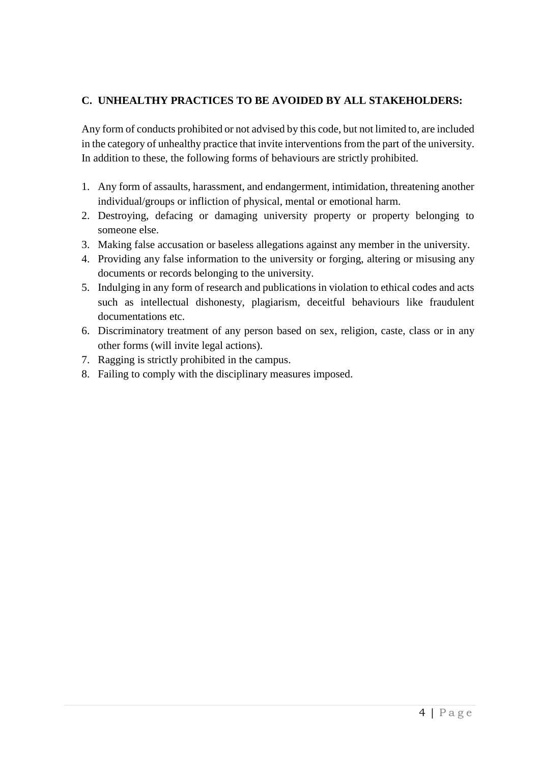## C. UNHEALTHY PRACTICES TO BE AVOIDED BY ALL STAKEHOLDERS:

Any form of conducts prohibited or not advised by this code, but not limited to, are included in the category of unhealthy practice that invite interventions from the part of the university. In addition to these, the following forms of behaviours are strictly prohibited.

1. Any form of assaults, harassment, and endangerment, intimidation, threatening another individual/groups or infliction of physical, mental or emotional harm.
2. Destroying, defacing or damaging university property or property belonging to someone else.
3. Making false accusation or baseless allegations against any member in the university.
4. Providing any false information to the university or forging, altering or misusing any documents or records belonging to the university.
5. Indulging in any form of research and publications in violation to ethical codes and acts such as intellectual dishonesty, plagiarism, deceitful behaviours like fraudulent documentations etc.
6. Discriminatory treatment of any person based on sex, religion, caste, class or in any other forms (will invite legal actions).
7. Ragging is strictly prohibited in the campus.
8. Failing to comply with the disciplinary measures imposed.